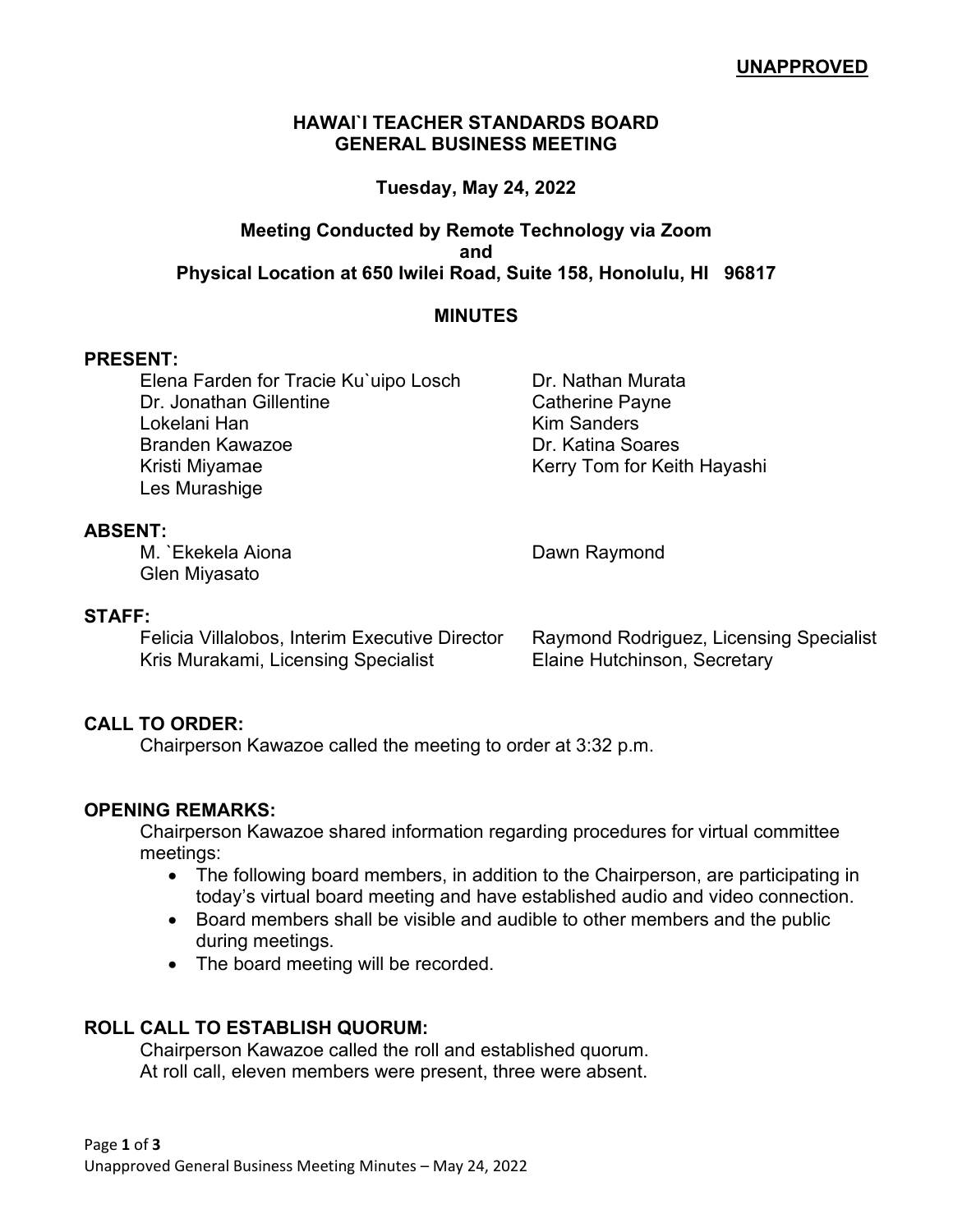**UNAPPROVED**

# HAWAI`I TEACHER STANDARDS BOARD
# GENERAL BUSINESS MEETING

**Tuesday, May 24, 2022**

**Meeting Conducted by Remote Technology via Zoom**
**and**
**Physical Location at 650 Iwilei Road, Suite 158, Honolulu, HI 96817**

## MINUTES

**PRESENT:**

- Elena Farden for Tracie Ku`uipo Losch
- Dr. Jonathan Gillentine
- Lokelani Han
- Branden Kawazoe
- Kristi Miyamae
- Les Murashige
- Dr. Nathan Murata
- Catherine Payne
- Kim Sanders
- Dr. Katina Soares
- Kerry Tom for Keith Hayashi

**ABSENT:**

- M. `Ekekela Aiona
- Glen Miyasato
- Dawn Raymond

**STAFF:**

- Felicia Villalobos, Interim Executive Director
- Kris Murakami, Licensing Specialist
- Raymond Rodriguez, Licensing Specialist
- Elaine Hutchinson, Secretary

**CALL TO ORDER:**

Chairperson Kawazoe called the meeting to order at 3:32 p.m.

**OPENING REMARKS:**

Chairperson Kawazoe shared information regarding procedures for virtual committee meetings:

- The following board members, in addition to the Chairperson, are participating in today's virtual board meeting and have established audio and video connection.
- Board members shall be visible and audible to other members and the public during meetings.
- The board meeting will be recorded.

**ROLL CALL TO ESTABLISH QUORUM:**

Chairperson Kawazoe called the roll and established quorum.
At roll call, eleven members were present, three were absent.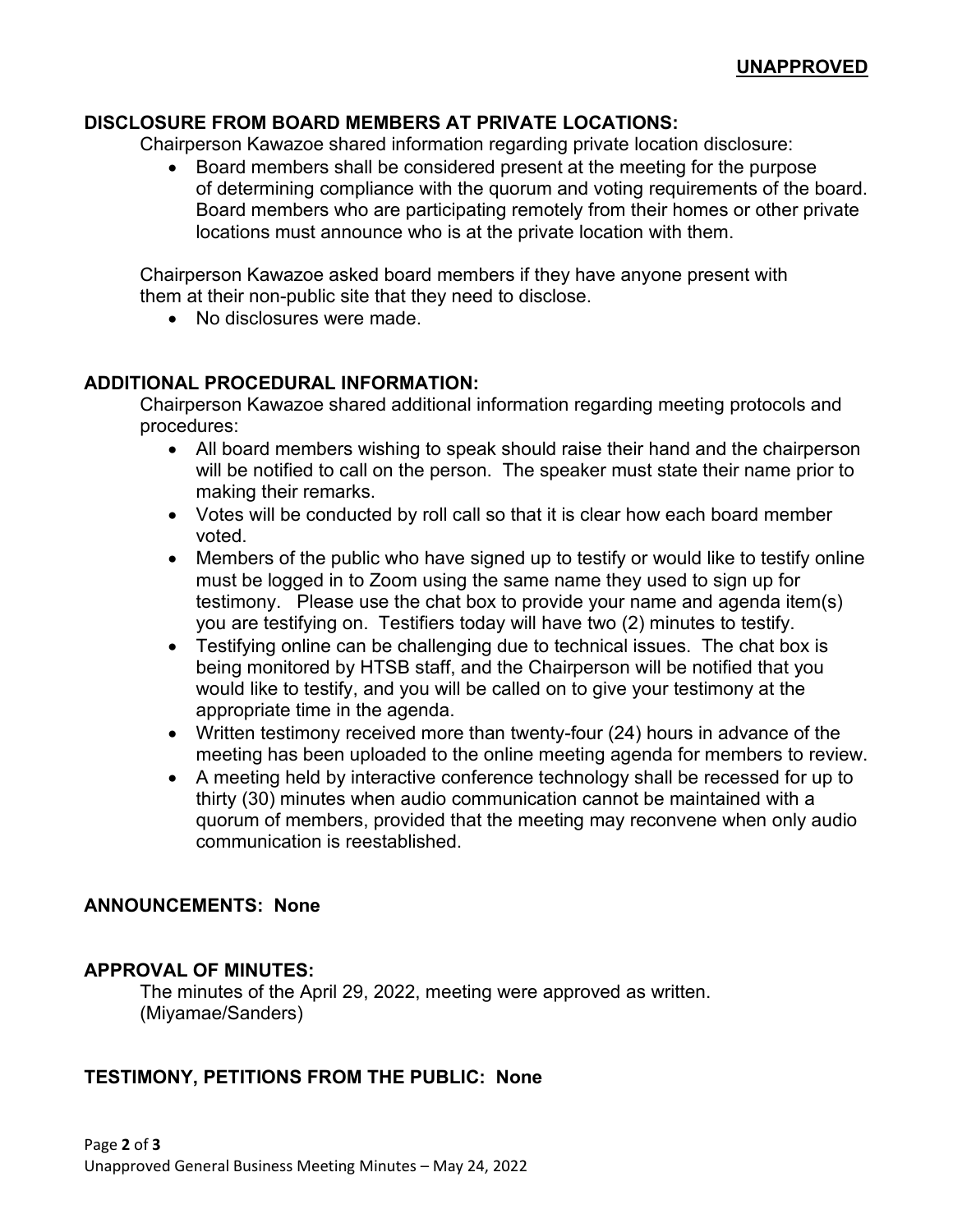**UNAPPROVED**

**DISCLOSURE FROM BOARD MEMBERS AT PRIVATE LOCATIONS:**

Chairperson Kawazoe shared information regarding private location disclosure:

- Board members shall be considered present at the meeting for the purpose of determining compliance with the quorum and voting requirements of the board. Board members who are participating remotely from their homes or other private locations must announce who is at the private location with them.

Chairperson Kawazoe asked board members if they have anyone present with them at their non-public site that they need to disclose.

- No disclosures were made.

**ADDITIONAL PROCEDURAL INFORMATION:**

Chairperson Kawazoe shared additional information regarding meeting protocols and procedures:

- All board members wishing to speak should raise their hand and the chairperson will be notified to call on the person. The speaker must state their name prior to making their remarks.
- Votes will be conducted by roll call so that it is clear how each board member voted.
- Members of the public who have signed up to testify or would like to testify online must be logged in to Zoom using the same name they used to sign up for testimony. Please use the chat box to provide your name and agenda item(s) you are testifying on. Testifiers today will have two (2) minutes to testify.
- Testifying online can be challenging due to technical issues. The chat box is being monitored by HTSB staff, and the Chairperson will be notified that you would like to testify, and you will be called on to give your testimony at the appropriate time in the agenda.
- Written testimony received more than twenty-four (24) hours in advance of the meeting has been uploaded to the online meeting agenda for members to review.
- A meeting held by interactive conference technology shall be recessed for up to thirty (30) minutes when audio communication cannot be maintained with a quorum of members, provided that the meeting may reconvene when only audio communication is reestablished.

**ANNOUNCEMENTS: None**

**APPROVAL OF MINUTES:**

The minutes of the April 29, 2022, meeting were approved as written. (Miyamae/Sanders)

**TESTIMONY, PETITIONS FROM THE PUBLIC: None**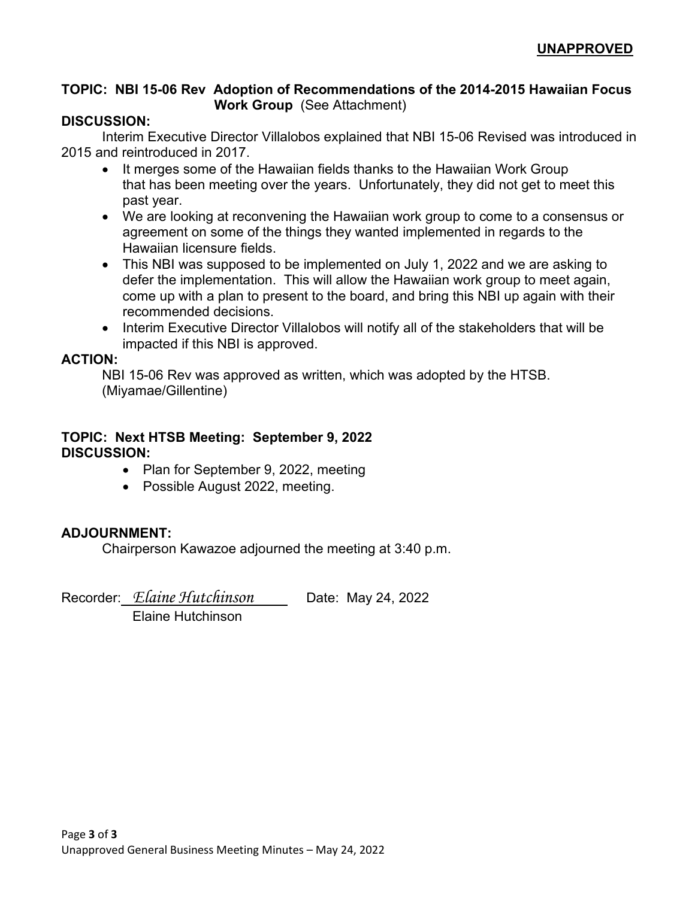**UNAPPROVED**

**TOPIC: NBI 15-06 Rev Adoption of Recommendations of the 2014-2015 Hawaiian Focus Work Group** (See Attachment)

**DISCUSSION:**

Interim Executive Director Villalobos explained that NBI 15-06 Revised was introduced in 2015 and reintroduced in 2017.

- It merges some of the Hawaiian fields thanks to the Hawaiian Work Group that has been meeting over the years. Unfortunately, they did not get to meet this past year.
- We are looking at reconvening the Hawaiian work group to come to a consensus or agreement on some of the things they wanted implemented in regards to the Hawaiian licensure fields.
- This NBI was supposed to be implemented on July 1, 2022 and we are asking to defer the implementation. This will allow the Hawaiian work group to meet again, come up with a plan to present to the board, and bring this NBI up again with their recommended decisions.
- Interim Executive Director Villalobos will notify all of the stakeholders that will be impacted if this NBI is approved.

**ACTION:**

NBI 15-06 Rev was approved as written, which was adopted by the HTSB. (Miyamae/Gillentine)

**TOPIC: Next HTSB Meeting: September 9, 2022**

**DISCUSSION:**

- Plan for September 9, 2022, meeting
- Possible August 2022, meeting.

**ADJOURNMENT:**

Chairperson Kawazoe adjourned the meeting at 3:40 p.m.

Recorder: *Elaine Hutchinson* Date: May 24, 2022
Elaine Hutchinson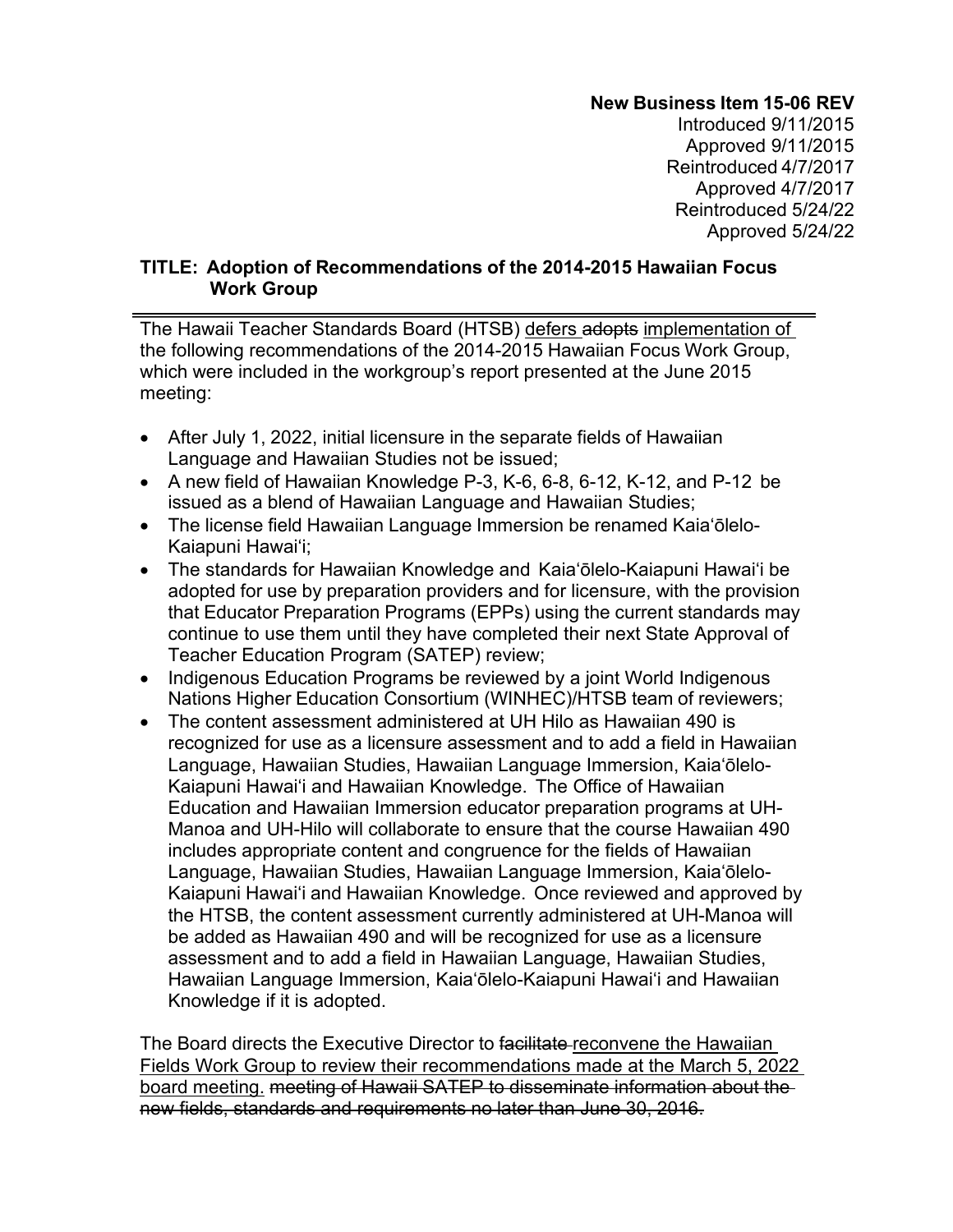**New Business Item 15-06 REV**
Introduced 9/11/2015
Approved 9/11/2015
Reintroduced 4/7/2017
Approved 4/7/2017
Reintroduced 5/24/22
Approved 5/24/22

**TITLE: Adoption of Recommendations of the 2014-2015 Hawaiian Focus Work Group**

---

The Hawaii Teacher Standards Board (HTSB) <u>defers</u> ~~adopts~~ <u>implementation of</u> the following recommendations of the 2014-2015 Hawaiian Focus Work Group, which were included in the workgroup's report presented at the June 2015 meeting:

- After July 1, 2022, initial licensure in the separate fields of Hawaiian Language and Hawaiian Studies not be issued;
- A new field of Hawaiian Knowledge P-3, K-6, 6-8, 6-12, K-12, and P-12 be issued as a blend of Hawaiian Language and Hawaiian Studies;
- The license field Hawaiian Language Immersion be renamed Kaiaʻōlelo-Kaiapuni Hawaiʻi;
- The standards for Hawaiian Knowledge and Kaiaʻōlelo-Kaiapuni Hawaiʻi be adopted for use by preparation providers and for licensure, with the provision that Educator Preparation Programs (EPPs) using the current standards may continue to use them until they have completed their next State Approval of Teacher Education Program (SATEP) review;
- Indigenous Education Programs be reviewed by a joint World Indigenous Nations Higher Education Consortium (WINHEC)/HTSB team of reviewers;
- The content assessment administered at UH Hilo as Hawaiian 490 is recognized for use as a licensure assessment and to add a field in Hawaiian Language, Hawaiian Studies, Hawaiian Language Immersion, Kaiaʻōlelo-Kaiapuni Hawaiʻi and Hawaiian Knowledge. The Office of Hawaiian Education and Hawaiian Immersion educator preparation programs at UH-Manoa and UH-Hilo will collaborate to ensure that the course Hawaiian 490 includes appropriate content and congruence for the fields of Hawaiian Language, Hawaiian Studies, Hawaiian Language Immersion, Kaiaʻōlelo-Kaiapuni Hawaiʻi and Hawaiian Knowledge. Once reviewed and approved by the HTSB, the content assessment currently administered at UH-Manoa will be added as Hawaiian 490 and will be recognized for use as a licensure assessment and to add a field in Hawaiian Language, Hawaiian Studies, Hawaiian Language Immersion, Kaiaʻōlelo-Kaiapuni Hawaiʻi and Hawaiian Knowledge if it is adopted.

The Board directs the Executive Director to ~~facilitate~~ <u>reconvene the Hawaiian Fields Work Group to review their recommendations made at the March 5, 2022 board meeting.</u> ~~meeting of Hawaii SATEP to disseminate information about the new fields, standards and requirements no later than June 30, 2016.~~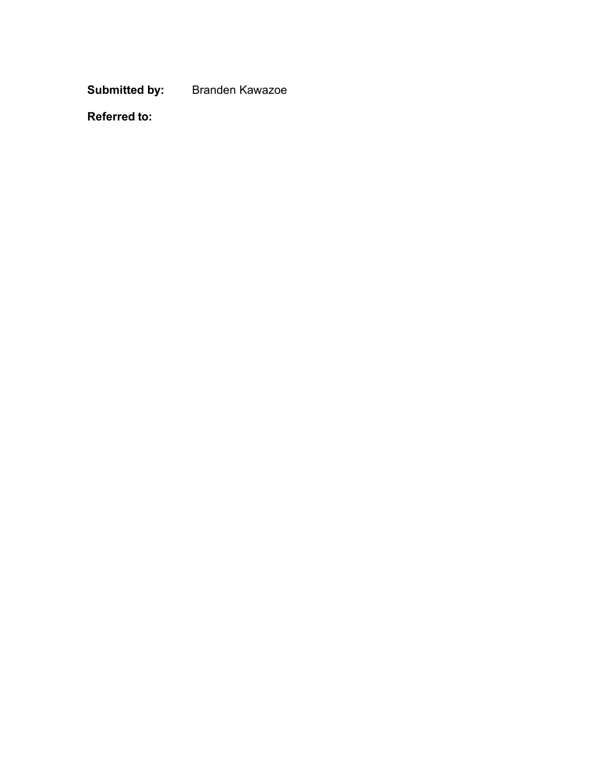**Submitted by:** Branden Kawazoe

**Referred to:**